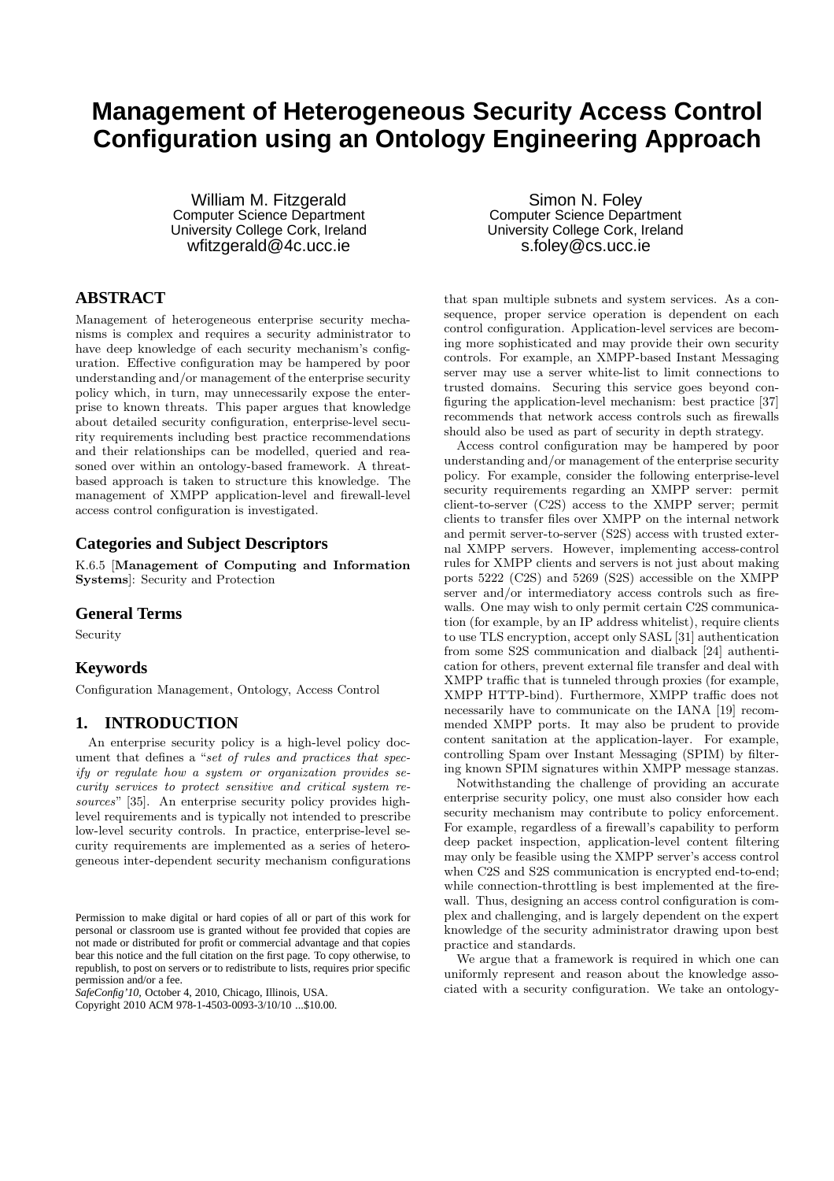# Management of Heterogeneous Security Access Control Configuration using an Ontology Engineering Approach

William M. Fitzgerald
Computer Science Department
University College Cork, Ireland
wfitzgerald@4c.ucc.ie

Simon N. Foley
Computer Science Department
University College Cork, Ireland
s.foley@cs.ucc.ie

## ABSTRACT

Management of heterogeneous enterprise security mechanisms is complex and requires a security administrator to have deep knowledge of each security mechanism's configuration. Effective configuration may be hampered by poor understanding and/or management of the enterprise security policy which, in turn, may unnecessarily expose the enterprise to known threats. This paper argues that knowledge about detailed security configuration, enterprise-level security requirements including best practice recommendations and their relationships can be modelled, queried and reasoned over within an ontology-based framework. A threat-based approach is taken to structure this knowledge. The management of XMPP application-level and firewall-level access control configuration is investigated.

## Categories and Subject Descriptors

K.6.5 [**Management of Computing and Information Systems**]: Security and Protection

## General Terms

Security

## Keywords

Configuration Management, Ontology, Access Control

## 1. INTRODUCTION

An enterprise security policy is a high-level policy document that defines a "*set of rules and practices that specify or regulate how a system or organization provides security services to protect sensitive and critical system resources*" [35]. An enterprise security policy provides high-level requirements and is typically not intended to prescribe low-level security controls. In practice, enterprise-level security requirements are implemented as a series of heterogeneous inter-dependent security mechanism configurations that span multiple subnets and system services. As a consequence, proper service operation is dependent on each control configuration. Application-level services are becoming more sophisticated and may provide their own security controls. For example, an XMPP-based Instant Messaging server may use a server white-list to limit connections to trusted domains. Securing this service goes beyond configuring the application-level mechanism: best practice [37] recommends that network access controls such as firewalls should also be used as part of security in depth strategy.

Access control configuration may be hampered by poor understanding and/or management of the enterprise security policy. For example, consider the following enterprise-level security requirements regarding an XMPP server: permit client-to-server (C2S) access to the XMPP server; permit clients to transfer files over XMPP on the internal network and permit server-to-server (S2S) access with trusted external XMPP servers. However, implementing access-control rules for XMPP clients and servers is not just about making ports 5222 (C2S) and 5269 (S2S) accessible on the XMPP server and/or intermediatory access controls such as firewalls. One may wish to only permit certain C2S communication (for example, by an IP address whitelist), require clients to use TLS encryption, accept only SASL [31] authentication from some S2S communication and dialback [24] authentication for others, prevent external file transfer and deal with XMPP traffic that is tunneled through proxies (for example, XMPP HTTP-bind). Furthermore, XMPP traffic does not necessarily have to communicate on the IANA [19] recommended XMPP ports. It may also be prudent to provide content sanitation at the application-layer. For example, controlling Spam over Instant Messaging (SPIM) by filtering known SPIM signatures within XMPP message stanzas.

Notwithstanding the challenge of providing an accurate enterprise security policy, one must also consider how each security mechanism may contribute to policy enforcement. For example, regardless of a firewall's capability to perform deep packet inspection, application-level content filtering may only be feasible using the XMPP server's access control when C2S and S2S communication is encrypted end-to-end; while connection-throttling is best implemented at the firewall. Thus, designing an access control configuration is complex and challenging, and is largely dependent on the expert knowledge of the security administrator drawing upon best practice and standards.

We argue that a framework is required in which one can uniformly represent and reason about the knowledge associated with a security configuration. We take an ontology-

Permission to make digital or hard copies of all or part of this work for personal or classroom use is granted without fee provided that copies are not made or distributed for profit or commercial advantage and that copies bear this notice and the full citation on the first page. To copy otherwise, to republish, to post on servers or to redistribute to lists, requires prior specific permission and/or a fee.
*SafeConfig'10*, October 4, 2010, Chicago, Illinois, USA.
Copyright 2010 ACM 978-1-4503-0093-3/10/10 ...$10.00.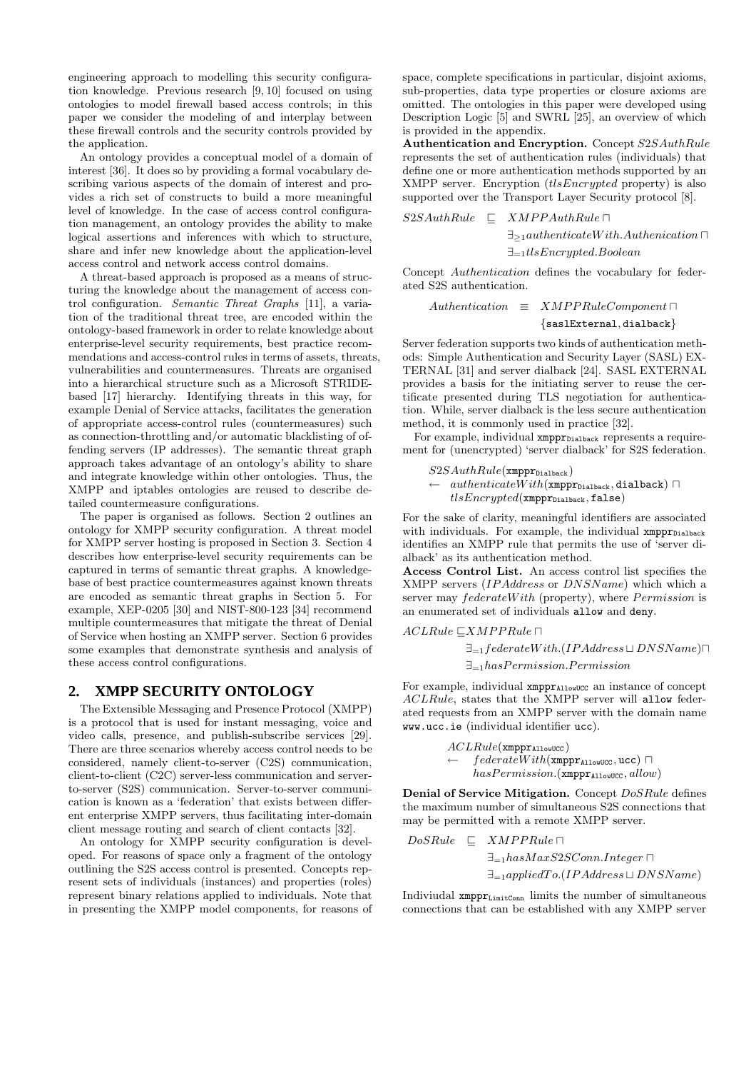engineering approach to modelling this security configuration knowledge. Previous research [9, 10] focused on using ontologies to model firewall based access controls; in this paper we consider the modeling of and interplay between these firewall controls and the security controls provided by the application.

An ontology provides a conceptual model of a domain of interest [36]. It does so by providing a formal vocabulary describing various aspects of the domain of interest and provides a rich set of constructs to build a more meaningful level of knowledge. In the case of access control configuration management, an ontology provides the ability to make logical assertions and inferences with which to structure, share and infer new knowledge about the application-level access control and network access control domains.

A threat-based approach is proposed as a means of structuring the knowledge about the management of access control configuration. *Semantic Threat Graphs* [11], a variation of the traditional threat tree, are encoded within the ontology-based framework in order to relate knowledge about enterprise-level security requirements, best practice recommendations and access-control rules in terms of assets, threats, vulnerabilities and countermeasures. Threats are organised into a hierarchical structure such as a Microsoft STRIDE-based [17] hierarchy. Identifying threats in this way, for example Denial of Service attacks, facilitates the generation of appropriate access-control rules (countermeasures) such as connection-throttling and/or automatic blacklisting of offending servers (IP addresses). The semantic threat graph approach takes advantage of an ontology's ability to share and integrate knowledge within other ontologies. Thus, the XMPP and iptables ontologies are reused to describe detailed countermeasure configurations.

The paper is organised as follows. Section 2 outlines an ontology for XMPP security configuration. A threat model for XMPP server hosting is proposed in Section 3. Section 4 describes how enterprise-level security requirements can be captured in terms of semantic threat graphs. A knowledge-base of best practice countermeasures against known threats are encoded as semantic threat graphs in Section 5. For example, XEP-0205 [30] and NIST-800-123 [34] recommend multiple countermeasures that mitigate the threat of Denial of Service when hosting an XMPP server. Section 6 provides some examples that demonstrate synthesis and analysis of these access control configurations.

## 2. XMPP SECURITY ONTOLOGY

The Extensible Messaging and Presence Protocol (XMPP) is a protocol that is used for instant messaging, voice and video calls, presence, and publish-subscribe services [29]. There are three scenarios whereby access control needs to be considered, namely client-to-server (C2S) communication, client-to-client (C2C) server-less communication and server-to-server (S2S) communication. Server-to-server communication is known as a 'federation' that exists between different enterprise XMPP servers, thus facilitating inter-domain client message routing and search of client contacts [32].

An ontology for XMPP security configuration is developed. For reasons of space only a fragment of the ontology outlining the S2S access control is presented. Concepts represent sets of individuals (instances) and properties (roles) represent binary relations applied to individuals. Note that in presenting the XMPP model components, for reasons of space, complete specifications in particular, disjoint axioms, sub-properties, data type properties or closure axioms are omitted. The ontologies in this paper were developed using Description Logic [5] and SWRL [25], an overview of which is provided in the appendix.

**Authentication and Encryption.** Concept *S2SAuthRule* represents the set of authentication rules (individuals) that define one or more authentication methods supported by an XMPP server. Encryption (*tlsEncrypted* property) is also supported over the Transport Layer Security protocol [8].

$$
\begin{aligned}
S2SAuthRule \sqsubseteq\ & XMPPAuthRule \sqcap \\
& \exists_{\geq 1} authenticateWith.Authenication \sqcap \\
& \exists_{=1} tlsEncrypted.Boolean
\end{aligned}
$$

Concept *Authentication* defines the vocabulary for federated S2S authentication.

$$
\begin{aligned}
Authentication \equiv\ & XMPPRuleComponent \sqcap \\
& \{\texttt{saslExternal}, \texttt{dialback}\}
\end{aligned}
$$

Server federation supports two kinds of authentication methods: Simple Authentication and Security Layer (SASL) EXTERNAL [31] and server dialback [24]. SASL EXTERNAL provides a basis for the initiating server to reuse the certificate presented during TLS negotiation for authentication. While, server dialback is the less secure authentication method, it is commonly used in practice [32].

For example, individual $\texttt{xmppr}_{\texttt{Dialback}}$ represents a requirement for (unencrypted) 'server dialback' for S2S federation.

$$
\begin{aligned}
& S2SAuthRule(\texttt{xmppr}_{\texttt{Dialback}}) \\
\leftarrow\ & authenticateWith(\texttt{xmppr}_{\texttt{Dialback}}, \texttt{dialback}) \sqcap \\
& tlsEncrypted(\texttt{xmppr}_{\texttt{Dialback}}, \texttt{false})
\end{aligned}
$$

For the sake of clarity, meaningful identifiers are associated with individuals. For example, the individual $\texttt{xmppr}_{\texttt{Dialback}}$ identifies an XMPP rule that permits the use of 'server dialback' as its authentication method.

**Access Control List.** An access control list specifies the XMPP servers (*IPAddress* or *DNSName*) which which a server may *federateWith* (property), where *Permission* is an enumerated set of individuals `allow` and `deny`.

$$
\begin{aligned}
ACLRule \sqsubseteq\ & XMPPRule \sqcap \\
& \exists_{=1} federateWith.(IPAddress \sqcup DNSName) \sqcap \\
& \exists_{=1} hasPermission.Permission
\end{aligned}
$$

For example, individual $\texttt{xmppr}_{\texttt{AllowUCC}}$ an instance of concept *ACLRule*, states that the XMPP server will `allow` federated requests from an XMPP server with the domain name `www.ucc.ie` (individual identifier `ucc`).

$$
\begin{aligned}
& ACLRule(\texttt{xmppr}_{\texttt{AllowUCC}}) \\
\leftarrow\ & federateWith(\texttt{xmppr}_{\texttt{AllowUCC}}, \texttt{ucc}) \sqcap \\
& hasPermission.(\texttt{xmppr}_{\texttt{AllowUCC}}, allow)
\end{aligned}
$$

**Denial of Service Mitigation.** Concept *DoSRule* defines the maximum number of simultaneous S2S connections that may be permitted with a remote XMPP server.

$$
\begin{aligned}
DoSRule \sqsubseteq\ & XMPPRule \sqcap \\
& \exists_{=1} hasMaxS2SConn.Integer \sqcap \\
& \exists_{=1} appliedTo.(IPAddress \sqcup DNSName)
\end{aligned}
$$

Indiviudal $\texttt{xmppr}_{\texttt{LimitConn}}$ limits the number of simultaneous connections that can be established with any XMPP server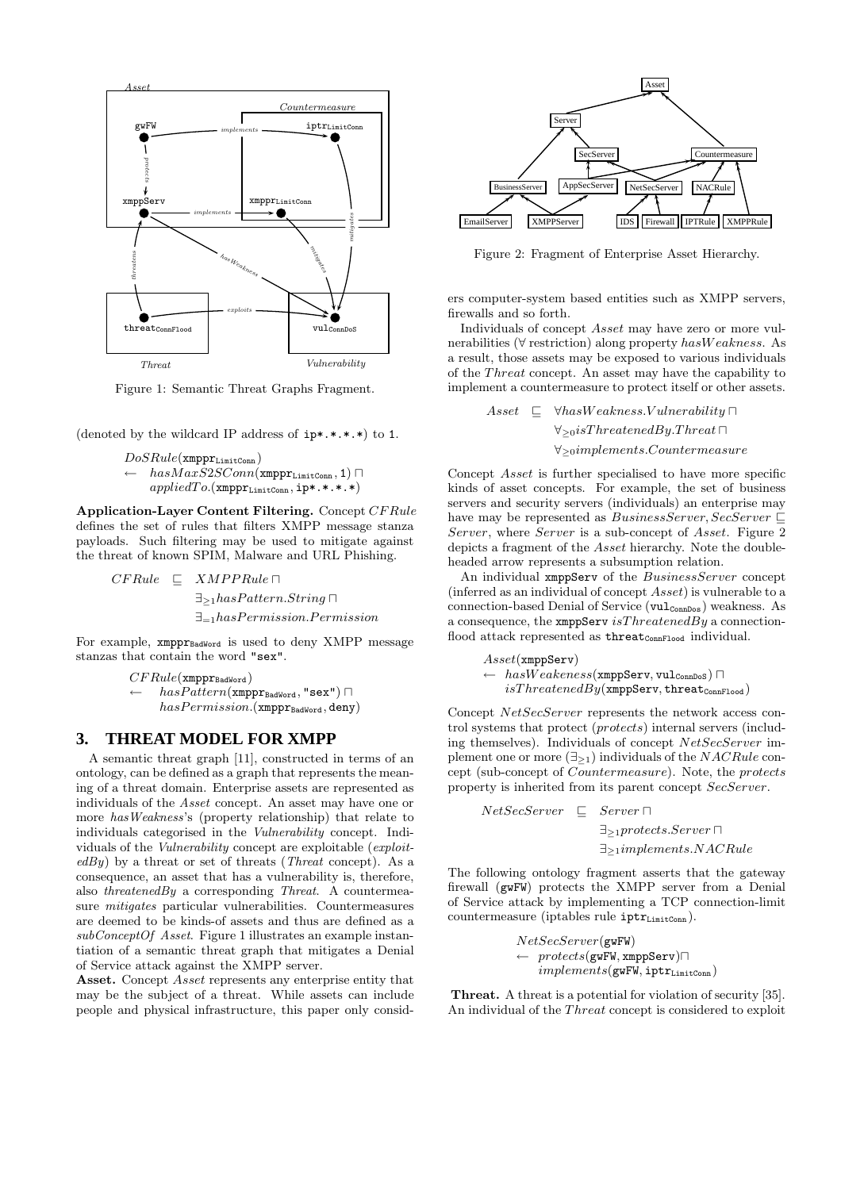Figure 1: Semantic Threat Graphs Fragment.

(denoted by the wildcard IP address of ip*.*.*.*) to 1.

$$DoSRule(\texttt{xmppr}_{\texttt{LimitConn}}) \leftarrow hasMaxS2SConn(\texttt{xmppr}_{\texttt{LimitConn}}, \texttt{1}) \sqcap appliedTo.(\texttt{xmppr}_{\texttt{LimitConn}}, \texttt{ip*.*.*.*})$$

**Application-Layer Content Filtering.** Concept $CFRule$ defines the set of rules that filters XMPP message stanza payloads. Such filtering may be used to mitigate against the threat of known SPIM, Malware and URL Phishing.

$$CFRule \sqsubseteq XMPPRule \sqcap \exists_{\geq 1} hasPattern.String \sqcap \exists_{=1} hasPermission.Permission$$

For example, $\texttt{xmppr}_{\texttt{BadWord}}$ is used to deny XMPP message stanzas that contain the word "sex".

$$CFRule(\texttt{xmppr}_{\texttt{BadWord}}) \leftarrow hasPattern(\texttt{xmppr}_{\texttt{BadWord}}, \texttt{"sex"}) \sqcap hasPermission.(\texttt{xmppr}_{\texttt{BadWord}}, \texttt{deny})$$

## 3. THREAT MODEL FOR XMPP

A semantic threat graph [11], constructed in terms of an ontology, can be defined as a graph that represents the meaning of a threat domain. Enterprise assets are represented as individuals of the *Asset* concept. An asset may have one or more *hasWeakness*'s (property relationship) that relate to individuals categorised in the *Vulnerability* concept. Individuals of the *Vulnerability* concept are exploitable (*exploitedBy*) by a threat or set of threats (*Threat* concept). As a consequence, an asset that has a vulnerability is, therefore, also *threatenedBy* a corresponding *Threat*. A countermeasure *mitigates* particular vulnerabilities. Countermeasures are deemed to be kinds-of assets and thus are defined as a *subConceptOf Asset*. Figure 1 illustrates an example instantiation of a semantic threat graph that mitigates a Denial of Service attack against the XMPP server.

**Asset.** Concept *Asset* represents any enterprise entity that may be the subject of a threat. While assets can include people and physical infrastructure, this paper only considers computer-system based entities such as XMPP servers, firewalls and so forth.

Figure 2: Fragment of Enterprise Asset Hierarchy.

Individuals of concept $Asset$ may have zero or more vulnerabilities ($\forall$ restriction) along property $hasWeakness$. As a result, those assets may be exposed to various individuals of the $Threat$ concept. An asset may have the capability to implement a countermeasure to protect itself or other assets.

$$Asset \sqsubseteq \forall hasWeakness.Vulnerability \sqcap \forall_{\geq 0} isThreatenedBy.Threat \sqcap \forall_{\geq 0} implements.Countermeasure$$

Concept $Asset$ is further specialised to have more specific kinds of asset concepts. For example, the set of business servers and security servers (individuals) an enterprise may have may be represented as $BusinessServer, SecServer \sqsubseteq Server$, where $Server$ is a sub-concept of $Asset$. Figure 2 depicts a fragment of the $Asset$ hierarchy. Note the double-headed arrow represents a subsumption relation.

An individual xmppServ of the $BusinessServer$ concept (inferred as an individual of concept $Asset$) is vulnerable to a connection-based Denial of Service ($\texttt{vul}_{\texttt{ConnDos}}$) weakness. As a consequence, the xmppServ $isThreatenedBy$ a connection-flood attack represented as $\texttt{threat}_{\texttt{ConnFlood}}$ individual.

$$Asset(\texttt{xmppServ}) \leftarrow hasWeakeness(\texttt{xmppServ}, \texttt{vul}_{\texttt{ConnDoS}}) \sqcap isThreatenedBy(\texttt{xmppServ}, \texttt{threat}_{\texttt{ConnFlood}})$$

Concept $NetSecServer$ represents the network access control systems that protect ($protects$) internal servers (including themselves). Individuals of concept $NetSecServer$ implement one or more ($\exists_{\geq 1}$) individuals of the $NACRule$ concept (sub-concept of $Countermeasure$). Note, the $protects$ property is inherited from its parent concept $SecServer$.

$$NetSecServer \sqsubseteq Server \sqcap \exists_{\geq 1} protects.Server \sqcap \exists_{\geq 1} implements.NACRule$$

The following ontology fragment asserts that the gateway firewall (gwFW) protects the XMPP server from a Denial of Service attack by implementing a TCP connection-limit countermeasure (iptables rule $\texttt{iptr}_{\texttt{LimitConn}}$).

$$NetSecServer(\texttt{gwFW}) \leftarrow protects(\texttt{gwFW}, \texttt{xmppServ}) \sqcap implements(\texttt{gwFW}, \texttt{iptr}_{\texttt{LimitConn}})$$

**Threat.** A threat is a potential for violation of security [35]. An individual of the $Threat$ concept is considered to exploit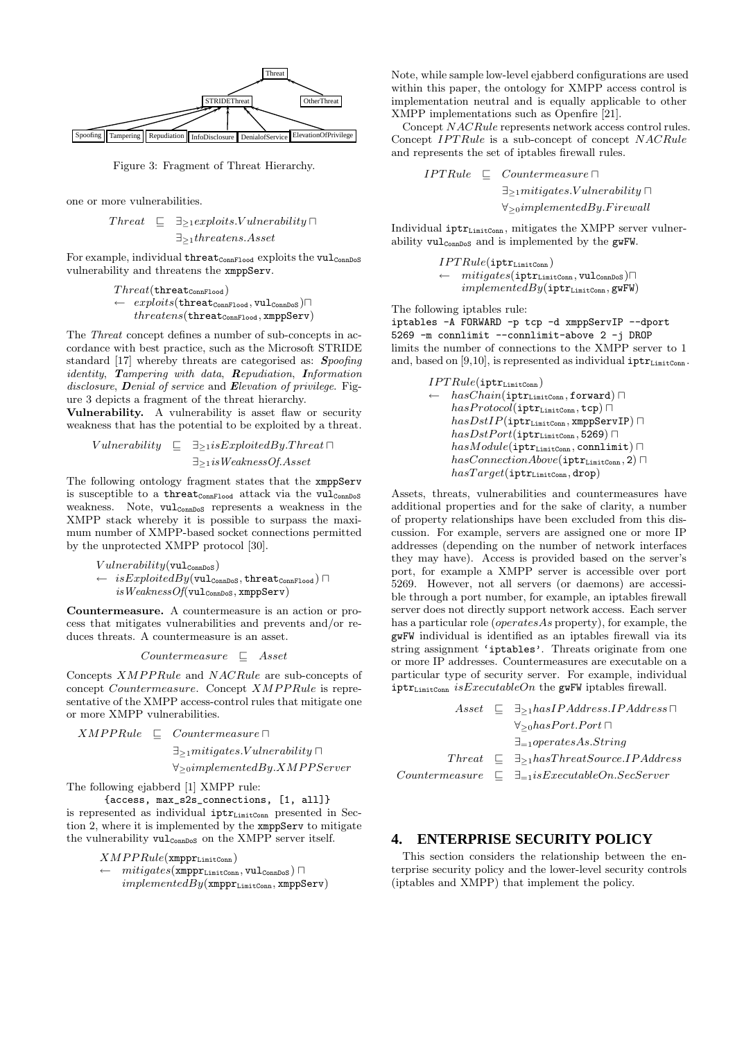Figure 3: Fragment of Threat Hierarchy.

one or more vulnerabilities.

$$Threat \sqsubseteq \exists_{\geq 1} exploits.Vulnerability \sqcap \exists_{\geq 1} threatens.Asset$$

For example, individual $\texttt{threat}_{\texttt{ConnFlood}}$ exploits the $\texttt{vul}_{\texttt{ConnDoS}}$ vulnerability and threatens the `xmppServ`.

$$Threat(\texttt{threat}_{\texttt{ConnFlood}}) \leftarrow exploits(\texttt{threat}_{\texttt{ConnFlood}}, \texttt{vul}_{\texttt{ConnDoS}}) \sqcap threatens(\texttt{threat}_{\texttt{ConnFlood}}, \texttt{xmppServ})$$

The *Threat* concept defines a number of sub-concepts in accordance with best practice, such as the Microsoft STRIDE standard [17] whereby threats are categorised as: ***S**poofing identity*, ***T**ampering with data*, ***R**epudiation*, ***I**nformation disclosure*, ***D**enial of service* and ***E**levation of privilege*. Figure 3 depicts a fragment of the threat hierarchy.

**Vulnerability.** A vulnerability is asset flaw or security weakness that has the potential to be exploited by a threat.

$$Vulnerability \sqsubseteq \exists_{\geq 1} isExploitedBy.Threat \sqcap \exists_{\geq 1} isWeaknessOf.Asset$$

The following ontology fragment states that the `xmppServ` is susceptible to a $\texttt{threat}_{\texttt{ConnFlood}}$ attack via the $\texttt{vul}_{\texttt{ConnDoS}}$ weakness. Note, $\texttt{vul}_{\texttt{ConnDoS}}$ represents a weakness in the XMPP stack whereby it is possible to surpass the maximum number of XMPP-based socket connections permitted by the unprotected XMPP protocol [30].

$$Vulnerability(\texttt{vul}_{\texttt{ConnDoS}}) \leftarrow isExploitedBy(\texttt{vul}_{\texttt{ConnDoS}}, \texttt{threat}_{\texttt{ConnFlood}}) \sqcap isWeaknessOf(\texttt{vul}_{\texttt{ConnDoS}}, \texttt{xmppServ})$$

**Countermeasure.** A countermeasure is an action or process that mitigates vulnerabilities and prevents and/or reduces threats. A countermeasure is an asset.

$$Countermeasure \sqsubseteq Asset$$

Concepts $XMPPRule$ and $NACRule$ are sub-concepts of concept $Countermeasure$. Concept $XMPPRule$ is representative of the XMPP access-control rules that mitigate one or more XMPP vulnerabilities.

$$XMPPRule \sqsubseteq Countermeasure \sqcap \exists_{\geq 1} mitigates.Vulnerability \sqcap \forall_{\geq 0} implementedBy.XMPPServer$$

The following ejabberd [1] XMPP rule:

```
{access, max_s2s_connections, [1, all]}
```

is represented as individual $\texttt{iptr}_{\texttt{LimitConn}}$ presented in Section 2, where it is implemented by the `xmppServ` to mitigate the vulnerability $\texttt{vul}_{\texttt{ConnDoS}}$ on the XMPP server itself.

$$XMPPRule(\texttt{xmppr}_{\texttt{LimitConn}}) \leftarrow mitigates(\texttt{xmppr}_{\texttt{LimitConn}}, \texttt{vul}_{\texttt{ConnDoS}}) \sqcap implementedBy(\texttt{xmppr}_{\texttt{LimitConn}}, \texttt{xmppServ})$$

Note, while sample low-level ejabberd configurations are used within this paper, the ontology for XMPP access control is implementation neutral and is equally applicable to other XMPP implementations such as Openfire [21].

Concept $NACRule$ represents network access control rules. Concept $IPTRule$ is a sub-concept of concept $NACRule$ and represents the set of iptables firewall rules.

$$IPTRule \sqsubseteq Countermeasure \sqcap \exists_{\geq 1} mitigates.Vulnerability \sqcap \forall_{\geq 0} implementedBy.Firewall$$

Individual $\texttt{iptr}_{\texttt{LimitConn}}$, mitigates the XMPP server vulnerability $\texttt{vul}_{\texttt{ConnDoS}}$ and is implemented by the `gwFW`.

$$IPTRule(\texttt{iptr}_{\texttt{LimitConn}}) \leftarrow mitigates(\texttt{iptr}_{\texttt{LimitConn}}, \texttt{vul}_{\texttt{ConnDoS}}) \sqcap implementedBy(\texttt{iptr}_{\texttt{LimitConn}}, \texttt{gwFW})$$

The following iptables rule:

```
iptables -A FORWARD -p tcp -d xmppServIP --dport
5269 -m connlimit --connlimit-above 2 -j DROP
```

limits the number of connections to the XMPP server to 1 and, based on [9,10], is represented as individual $\texttt{iptr}_{\texttt{LimitConn}}$.

$$\begin{aligned} IPTRule(\texttt{iptr}_{\texttt{LimitConn}}) \leftarrow\ & hasChain(\texttt{iptr}_{\texttt{LimitConn}}, \texttt{forward}) \sqcap \\ & hasProtocol(\texttt{iptr}_{\texttt{LimitConn}}, \texttt{tcp}) \sqcap \\ & hasDstIP(\texttt{iptr}_{\texttt{LimitConn}}, \texttt{xmppServIP}) \sqcap \\ & hasDstPort(\texttt{iptr}_{\texttt{LimitConn}}, \texttt{5269}) \sqcap \\ & hasModule(\texttt{iptr}_{\texttt{LimitConn}}, \texttt{connlimit}) \sqcap \\ & hasConnectionAbove(\texttt{iptr}_{\texttt{LimitConn}}, 2) \sqcap \\ & hasTarget(\texttt{iptr}_{\texttt{LimitConn}}, \texttt{drop}) \end{aligned}$$

Assets, threats, vulnerabilities and countermeasures have additional properties and for the sake of clarity, a number of property relationships have been excluded from this discussion. For example, servers are assigned one or more IP addresses (depending on the number of network interfaces they may have). Access is provided based on the server's port, for example a XMPP server is accessible over port 5269. However, not all servers (or daemons) are accessible through a port number, for example, an iptables firewall server does not directly support network access. Each server has a particular role ($operatesAs$ property), for example, the `gwFW` individual is identified as an iptables firewall via its string assignment `'iptables'`. Threats originate from one or more IP addresses. Countermeasures are executable on a particular type of security server. For example, individual $\texttt{iptr}_{\texttt{LimitConn}}$ $isExecutableOn$ the `gwFW` iptables firewall.

$$\begin{aligned} Asset &\sqsubseteq \exists_{\geq 1} hasIPAddress.IPAddress \sqcap \\ & \quad \forall_{\geq 0} hasPort.Port \sqcap \\ & \quad \exists_{=1} operatesAs.String \\ Threat &\sqsubseteq \exists_{\geq 1} hasThreatSource.IPAddress \\ Countermeasure &\sqsubseteq \exists_{=1} isExecutableOn.SecServer \end{aligned}$$

## 4. ENTERPRISE SECURITY POLICY

This section considers the relationship between the enterprise security policy and the lower-level security controls (iptables and XMPP) that implement the policy.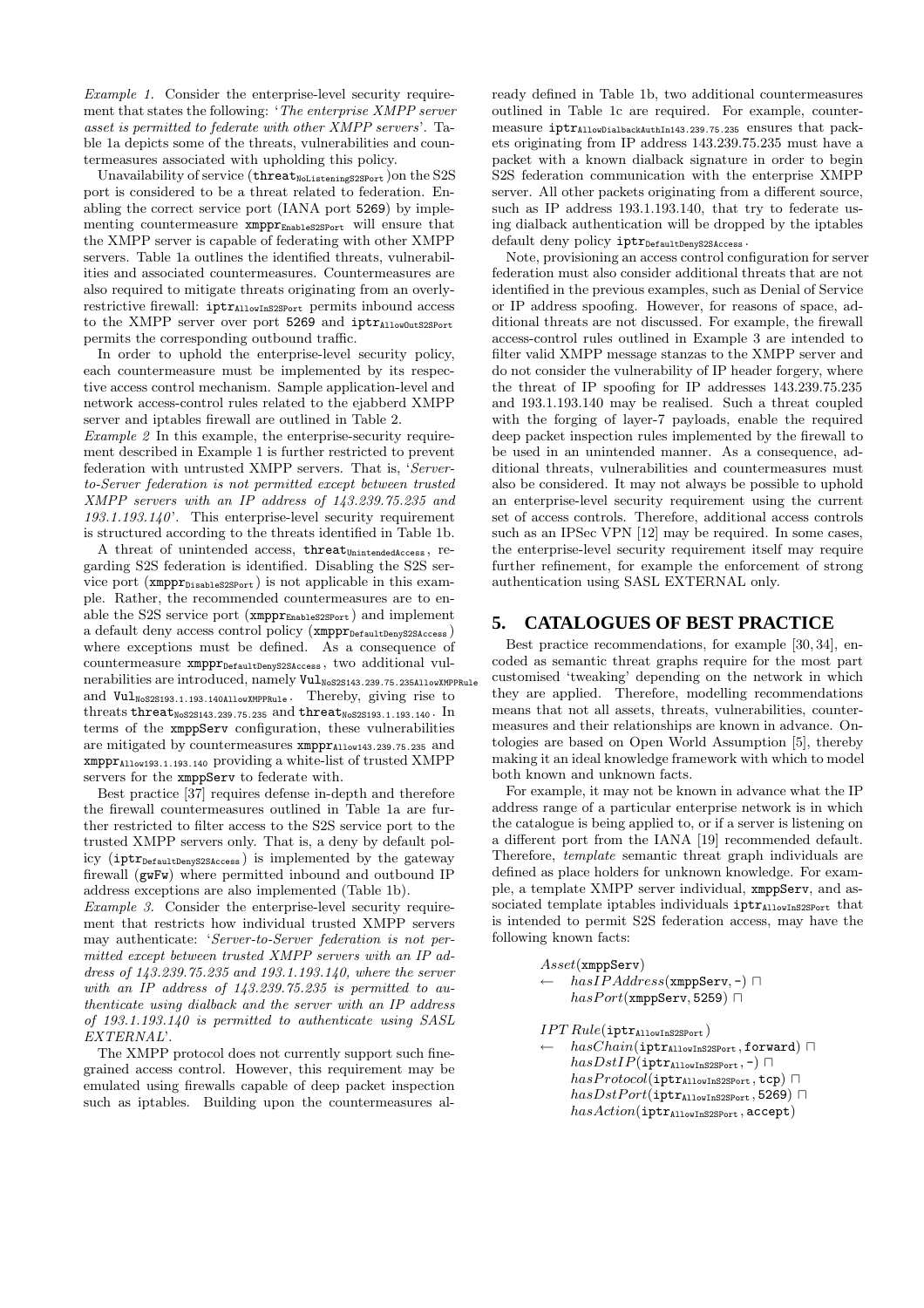*Example 1.* Consider the enterprise-level security requirement that states the following: '*The enterprise XMPP server asset is permitted to federate with other XMPP servers*'. Table 1a depicts some of the threats, vulnerabilities and countermeasures associated with upholding this policy.

Unavailability of service ($\texttt{threat}_{\texttt{NoListeningS2SPort}}$) on the S2S port is considered to be a threat related to federation. Enabling the correct service port (IANA port 5269) by implementing countermeasure $\texttt{xmppr}_{\texttt{EnableS2SPort}}$ will ensure that the XMPP server is capable of federating with other XMPP servers. Table 1a outlines the identified threats, vulnerabilities and associated countermeasures. Countermeasures are also required to mitigate threats originating from an overly-restrictive firewall: $\texttt{iptr}_{\texttt{AllowInS2SPort}}$ permits inbound access to the XMPP server over port 5269 and $\texttt{iptr}_{\texttt{AllowOutS2SPort}}$ permits the corresponding outbound traffic.

In order to uphold the enterprise-level security policy, each countermeasure must be implemented by its respective access control mechanism. Sample application-level and network access-control rules related to the ejabberd XMPP server and iptables firewall are outlined in Table 2.

*Example 2* In this example, the enterprise-security requirement described in Example 1 is further restricted to prevent federation with untrusted XMPP servers. That is, '*Server-to-Server federation is not permitted except between trusted XMPP servers with an IP address of 143.239.75.235 and 193.1.193.140*'. This enterprise-level security requirement is structured according to the threats identified in Table 1b.

A threat of unintended access, $\texttt{threat}_{\texttt{UnintendedAccess}}$, regarding S2S federation is identified. Disabling the S2S service port ($\texttt{xmppr}_{\texttt{DisableS2SPort}}$) is not applicable in this example. Rather, the recommended countermeasures are to enable the S2S service port ($\texttt{xmppr}_{\texttt{EnableS2SPort}}$) and implement a default deny access control policy ($\texttt{xmppr}_{\texttt{DefaultDenyS2SAccess}}$) where exceptions must be defined. As a consequence of countermeasure $\texttt{xmppr}_{\texttt{DefaultDenyS2SAccess}}$, two additional vulnerabilities are introduced, namely $\texttt{Vul}_{\texttt{NoS2S143.239.75.235AllowXMPPRule}}$ and $\texttt{Vul}_{\texttt{NoS2S193.1.193.140AllowXMPPRule}}$. Thereby, giving rise to threats $\texttt{threat}_{\texttt{NoS2S143.239.75.235}}$ and $\texttt{threat}_{\texttt{NoS2S193.1.193.140}}$. In terms of the xmppServ configuration, these vulnerabilities are mitigated by countermeasures $\texttt{xmppr}_{\texttt{Allow143.239.75.235}}$ and $\texttt{xmppr}_{\texttt{Allow193.1.193.140}}$ providing a white-list of trusted XMPP servers for the xmppServ to federate with.

Best practice [37] requires defense in-depth and therefore the firewall countermeasures outlined in Table 1a are further restricted to filter access to the S2S service port to the trusted XMPP servers only. That is, a deny by default policy ($\texttt{iptr}_{\texttt{DefaultDenyS2SAccess}}$) is implemented by the gateway firewall (gwFw) where permitted inbound and outbound IP address exceptions are also implemented (Table 1b).

*Example 3.* Consider the enterprise-level security requirement that restricts how individual trusted XMPP servers may authenticate: '*Server-to-Server federation is not permitted except between trusted XMPP servers with an IP address of 143.239.75.235 and 193.1.193.140, where the server with an IP address of 143.239.75.235 is permitted to authenticate using dialback and the server with an IP address of 193.1.193.140 is permitted to authenticate using SASL EXTERNAL*'.

The XMPP protocol does not currently support such fine-grained access control. However, this requirement may be emulated using firewalls capable of deep packet inspection such as iptables. Building upon the countermeasures already defined in Table 1b, two additional countermeasures outlined in Table 1c are required. For example, countermeasure $\texttt{iptr}_{\texttt{AllowDialbackAuthIn143.239.75.235}}$ ensures that packets originating from IP address 143.239.75.235 must have a packet with a known dialback signature in order to begin S2S federation communication with the enterprise XMPP server. All other packets originating from a different source, such as IP address 193.1.193.140, that try to federate using dialback authentication will be dropped by the iptables default deny policy $\texttt{iptr}_{\texttt{DefaultDenyS2SAccess}}$.

Note, provisioning an access control configuration for server federation must also consider additional threats that are not identified in the previous examples, such as Denial of Service or IP address spoofing. However, for reasons of space, additional threats are not discussed. For example, the firewall access-control rules outlined in Example 3 are intended to filter valid XMPP message stanzas to the XMPP server and do not consider the vulnerability of IP header forgery, where the threat of IP spoofing for IP addresses 143.239.75.235 and 193.1.193.140 may be realised. Such a threat coupled with the forging of layer-7 payloads, enable the required deep packet inspection rules implemented by the firewall to be used in an unintended manner. As a consequence, additional threats, vulnerabilities and countermeasures must also be considered. It may not always be possible to uphold an enterprise-level security requirement using the current set of access controls. Therefore, additional access controls such as an IPSec VPN [12] may be required. In some cases, the enterprise-level security requirement itself may require further refinement, for example the enforcement of strong authentication using SASL EXTERNAL only.

## 5. CATALOGUES OF BEST PRACTICE

Best practice recommendations, for example [30, 34], encoded as semantic threat graphs require for the most part customised 'tweaking' depending on the network in which they are applied. Therefore, modelling recommendations means that not all assets, threats, vulnerabilities, countermeasures and their relationships are known in advance. Ontologies are based on Open World Assumption [5], thereby making it an ideal knowledge framework with which to model both known and unknown facts.

For example, it may not be known in advance what the IP address range of a particular enterprise network is in which the catalogue is being applied to, or if a server is listening on a different port from the IANA [19] recommended default. Therefore, *template* semantic threat graph individuals are defined as place holders for unknown knowledge. For example, a template XMPP server individual, xmppServ, and associated template iptables individuals $\texttt{iptr}_{\texttt{AllowInS2SPort}}$ that is intended to permit S2S federation access, may have the following known facts:

$$
\begin{aligned}
& Asset(\texttt{xmppServ}) \\
\leftarrow \quad & hasIPAddress(\texttt{xmppServ}, \texttt{-}) \sqcap \\
& hasPort(\texttt{xmppServ}, \texttt{5259}) \sqcap
\end{aligned}
$$

$$
\begin{aligned}
& IPT\,Rule(\texttt{iptr}_{\texttt{AllowInS2SPort}}) \\
\leftarrow \quad & hasChain(\texttt{iptr}_{\texttt{AllowInS2SPort}}, \texttt{forward}) \sqcap \\
& hasDstIP(\texttt{iptr}_{\texttt{AllowInS2SPort}}, \texttt{-}) \sqcap \\
& hasProtocol(\texttt{iptr}_{\texttt{AllowInS2SPort}}, \texttt{tcp}) \sqcap \\
& hasDstPort(\texttt{iptr}_{\texttt{AllowInS2SPort}}, \texttt{5269}) \sqcap \\
& hasAction(\texttt{iptr}_{\texttt{AllowInS2SPort}}, \texttt{accept})
\end{aligned}
$$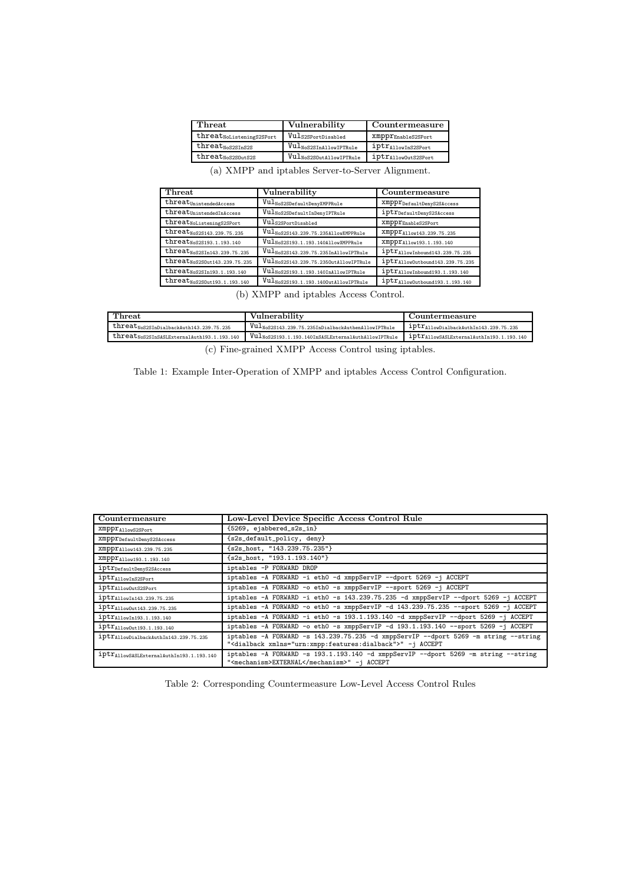| Threat | Vulnerability | Countermeasure |
|---|---|---|
| $\mathtt{threat}_{\mathtt{NoListeningS2SPort}}$ | $\mathtt{Vul}_{\mathtt{S2SPortDisabled}}$ | $\mathtt{xmppr}_{\mathtt{EnableS2SPort}}$ |
| $\mathtt{threat}_{\mathtt{NoS2SInS2S}}$ | $\mathtt{Vul}_{\mathtt{NoS2SInAllowIPTRule}}$ | $\mathtt{iptr}_{\mathtt{AllowInS2SPort}}$ |
| $\mathtt{threat}_{\mathtt{NoS2SOutS2S}}$ | $\mathtt{Vul}_{\mathtt{NoS2SOutAllowIPTRule}}$ | $\mathtt{iptr}_{\mathtt{AllowOutS2SPort}}$ |

(a) XMPP and iptables Server-to-Server Alignment.

| Threat | Vulnerability | Countermeasure |
|---|---|---|
| $\mathtt{threat}_{\mathtt{UnintendedAccess}}$ | $\mathtt{Vul}_{\mathtt{NoS2SDefaultDenyXMPPRule}}$ | $\mathtt{xmppr}_{\mathtt{DefaultDenyS2SAccess}}$ |
| $\mathtt{threat}_{\mathtt{UnintendedInAccess}}$ | $\mathtt{Vul}_{\mathtt{NoS2SDefaultInDenyIPTRule}}$ | $\mathtt{iptr}_{\mathtt{DefaultDenyS2SAccess}}$ |
| $\mathtt{threat}_{\mathtt{NoListeningS2SPort}}$ | $\mathtt{Vul}_{\mathtt{S2SPortDisabled}}$ | $\mathtt{xmppr}_{\mathtt{EnableS2SPort}}$ |
| $\mathtt{threat}_{\mathtt{NoS2S143.239.75.235}}$ | $\mathtt{Vul}_{\mathtt{NoS2S143.239.75.235AllowXMPPRule}}$ | $\mathtt{xmppr}_{\mathtt{Allow143.239.75.235}}$ |
| $\mathtt{threat}_{\mathtt{NoS2S193.1.193.140}}$ | $\mathtt{Vul}_{\mathtt{NoS2S193.1.193.140AllowXMPPRule}}$ | $\mathtt{xmppr}_{\mathtt{Allow193.1.193.140}}$ |
| $\mathtt{threat}_{\mathtt{NoS2SIn143.239.75.235}}$ | $\mathtt{Vul}_{\mathtt{NoS2S143.239.75.235InAllowIPTRule}}$ | $\mathtt{iptr}_{\mathtt{AllowInbound143.239.75.235}}$ |
| $\mathtt{threat}_{\mathtt{NoS2SOut143.239.75.235}}$ | $\mathtt{Vul}_{\mathtt{NoS2S143.239.75.235OutAllowIPTRule}}$ | $\mathtt{iptr}_{\mathtt{AllowOutbound143.239.75.235}}$ |
| $\mathtt{threat}_{\mathtt{NoS2SIn193.1.193.140}}$ | $\mathtt{Vul}_{\mathtt{NoS2S193.1.193.140InAllowIPTRule}}$ | $\mathtt{iptr}_{\mathtt{AllowInbound193.1.193.140}}$ |
| $\mathtt{threat}_{\mathtt{NoS2SOut193.1.193.140}}$ | $\mathtt{Vul}_{\mathtt{NoS2S193.1.193.140OutAllowIPTRule}}$ | $\mathtt{iptr}_{\mathtt{AllowOutbound193.1.193.140}}$ |

(b) XMPP and iptables Access Control.

| Threat | Vulnerability | Countermeasure |
|---|---|---|
| $\mathtt{threat}_{\mathtt{NoS2SInDialbackAuth143.239.75.235}}$ | $\mathtt{Vul}_{\mathtt{NoS2S143.239.75.235InDialbackAuthenAllowIPTRule}}$ | $\mathtt{iptr}_{\mathtt{AllowDialbackAuthIn143.239.75.235}}$ |
| $\mathtt{threat}_{\mathtt{NoS2SInSASLExternalAuth193.1.193.140}}$ | $\mathtt{Vul}_{\mathtt{NoS2S193.1.193.140InSASLExternalAuthAllowIPTRule}}$ | $\mathtt{iptr}_{\mathtt{AllowSASLExternalAuthIn193.1.193.140}}$ |

(c) Fine-grained XMPP Access Control using iptables.

Table 1: Example Inter-Operation of XMPP and iptables Access Control Configuration.

| Countermeasure | Low-Level Device Specific Access Control Rule |
|---|---|
| $\mathtt{xmppr}_{\mathtt{AllowS2SPort}}$ | `{5269, ejabbered_s2s_in}` |
| $\mathtt{xmppr}_{\mathtt{DefaultDenyS2SAccess}}$ | `{s2s_default_policy, deny}` |
| $\mathtt{xmppr}_{\mathtt{Allow143.239.75.235}}$ | `{s2s_host, "143.239.75.235"}` |
| $\mathtt{xmppr}_{\mathtt{Allow193.1.193.140}}$ | `{s2s_host, "193.1.193.140"}` |
| $\mathtt{iptr}_{\mathtt{DefaultDenyS2SAccess}}$ | `iptables -P FORWARD DROP` |
| $\mathtt{iptr}_{\mathtt{AllowInS2SPort}}$ | `iptables -A FORWARD -i eth0 -d xmppServIP --dport 5269 -j ACCEPT` |
| $\mathtt{iptr}_{\mathtt{AllowOutS2SPort}}$ | `iptables -A FORWARD -o eth0 -s xmppServIP --sport 5269 -j ACCEPT` |
| $\mathtt{iptr}_{\mathtt{AllowIn143.239.75.235}}$ | `iptables -A FORWARD -i eth0 -s 143.239.75.235 -d xmppServIP --dport 5269 -j ACCEPT` |
| $\mathtt{iptr}_{\mathtt{AllowOut143.239.75.235}}$ | `iptables -A FORWARD -o eth0 -s xmppServIP -d 143.239.75.235 --sport 5269 -j ACCEPT` |
| $\mathtt{iptr}_{\mathtt{AllowIn193.1.193.140}}$ | `iptables -A FORWARD -i eth0 -s 193.1.193.140 -d xmppServIP --dport 5269 -j ACCEPT` |
| $\mathtt{iptr}_{\mathtt{AllowOut193.1.193.140}}$ | `iptables -A FORWARD -o eth0 -s xmppServIP -d 193.1.193.140 --sport 5269 -j ACCEPT` |
| $\mathtt{iptr}_{\mathtt{AllowDialbackAuthIn143.239.75.235}}$ | `iptables -A FORWARD -s 143.239.75.235 -d xmppServIP --dport 5269 -m string --string "<dialback xmlns="urn:xmpp:features:dialback">" -j ACCEPT` |
| $\mathtt{iptr}_{\mathtt{AllowSASLExternalAuthIn193.1.193.140}}$ | `iptables -A FORWARD -s 193.1.193.140 -d xmppServIP --dport 5269 -m string --string "<mechanism>EXTERNAL</mechanism>" -j ACCEPT` |

Table 2: Corresponding Countermeasure Low-Level Access Control Rules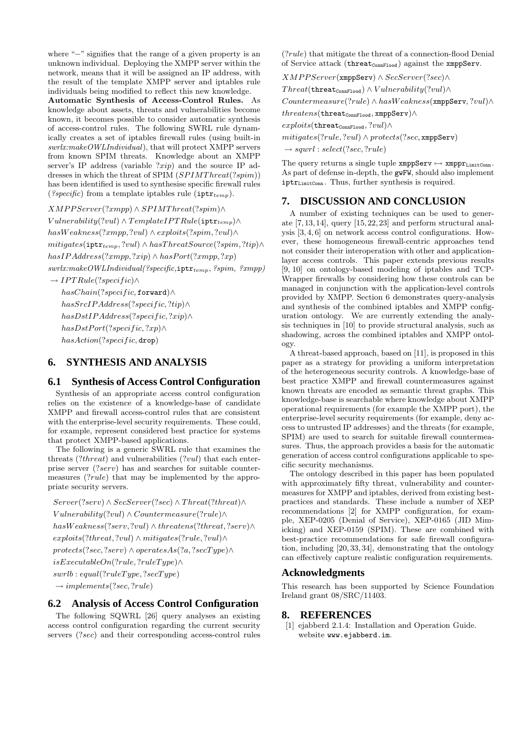where "−" signifies that the range of a given property is an unknown individual. Deploying the XMPP server within the network, means that it will be assigned an IP address, with the result of the template XMPP server and iptables rule individuals being modified to reflect this new knowledge.

**Automatic Synthesis of Access-Control Rules.** As knowledge about assets, threats and vulnerabilities become known, it becomes possible to consider automatic synthesis of access-control rules. The following SWRL rule dynamically creates a set of iptables firewall rules (using built-in *swrlx:makeOWLIndividual*), that will protect XMPP servers from known SPIM threats. Knowledge about an XMPP server's IP address (variable *?xip*) and the source IP addresses in which the threat of SPIM ($SPIMThreat(?spim)$) has been identified is used to synthesise specific firewall rules (*?specific*) from a template iptables rule ($\mathtt{iptr}_{temp}$).

$$
\begin{aligned}
&XMPPServer(?xmpp) \wedge SPIMThreat(?spim) \wedge \\
&Vulnerability(?vul) \wedge TemplateIPTRule(\mathtt{iptr}_{temp}) \wedge \\
&hasWeakness(?xmpp, ?vul) \wedge exploits(?spim, ?vul) \wedge \\
&mitigates(\mathtt{iptr}_{temp}, ?vul) \wedge hasThreatSource(?spim, ?tip) \wedge \\
&hasIPAddress(?xmpp, ?xip) \wedge hasPort(?xmpp, ?xp) \\
&swrlx{:}makeOWLIndividual(?specific, \mathtt{iptr}_{temp}, ?spim, ?xmpp) \\
&\rightarrow IPTRule(?specific) \wedge \\
&\quad hasChain(?specific, \mathtt{forward}) \wedge \\
&\quad hasSrcIPAddress(?specific, ?tip) \wedge \\
&\quad hasDstIPAddress(?specific, ?xip) \wedge \\
&\quad hasDstPort(?specific, ?xp) \wedge \\
&\quad hasAction(?specific, \mathtt{drop})
\end{aligned}
$$

## 6. SYNTHESIS AND ANALYSIS

### 6.1 Synthesis of Access Control Configuration

Synthesis of an appropriate access control configuration relies on the existence of a knowledge-base of candidate XMPP and firewall access-control rules that are consistent with the enterprise-level security requirements. These could, for example, represent considered best practice for systems that protect XMPP-based applications.

The following is a generic SWRL rule that examines the threats (*?threat*) and vulnerabilities (*?vul*) that each enterprise server (*?serv*) has and searches for suitable countermeasures (*?rule*) that may be implemented by the appropriate security servers.

$$
\begin{aligned}
&Server(?serv) \wedge SecServer(?sec) \wedge Threat(?threat) \wedge \\
&Vulnerability(?vul) \wedge Countermeasure(?rule) \wedge \\
&hasWeakness(?serv, ?vul) \wedge threatens(?threat, ?serv) \wedge \\
&exploits(?threat, ?vul) \wedge mitigates(?rule, ?vul) \wedge \\
&protects(?sec, ?serv) \wedge operatesAs(?a, ?secType) \wedge \\
&isExecutableOn(?rule, ?ruleType) \wedge \\
&swrlb: equal(?ruleType, ?secType) \\
&\rightarrow implements(?sec, ?rule)
\end{aligned}
$$

### 6.2 Analysis of Access Control Configuration

The following SQWRL [26] query analyses an existing access control configuration regarding the current security servers (*?sec*) and their corresponding access-control rules (*?rule*) that mitigate the threat of a connection-flood Denial of Service attack ($\mathtt{threat}_{\mathtt{ConnFlood}}$) against the `xmppServ`.

$$
\begin{aligned}
&XMPPServer(\mathtt{xmppServ}) \wedge SecServer(?sec) \wedge \\
&Threat(\mathtt{threat}_{\mathtt{ConnFlood}}) \wedge Vulnerability(?vul) \wedge \\
&Countermeasure(?rule) \wedge hasWeakness(\mathtt{xmppServ}, ?vul) \wedge \\
&threatens(\mathtt{threat}_{\mathtt{ConnFlood}}, \mathtt{xmppServ}) \wedge \\
&exploits(\mathtt{threat}_{\mathtt{ConnFlood}}, ?vul) \wedge \\
&mitigates(?rule, ?vul) \wedge protects(?sec, \mathtt{xmppServ}) \\
&\rightarrow sqwrl: select(?sec, ?rule)
\end{aligned}
$$

The query returns a single tuple $\mathtt{xmppServ} \mapsto \mathtt{xmppr}_{\mathtt{LimitConn}}$. As part of defense in-depth, the `gwFW`, should also implement $\mathtt{iptr}_{\mathtt{LimitConn}}$. Thus, further synthesis is required.

## 7. DISCUSSION AND CONCLUSION

A number of existing techniques can be used to generate [7, 13, 14], query [15, 22, 23] and perform structural analysis [3, 4, 6] on network access control configurations. However, these homogeneous firewall-centric approaches tend not consider their interoperation with other and application-layer access controls. This paper extends previous results [9, 10] on ontology-based modeling of iptables and TCP-Wrapper firewalls by considering how these controls can be managed in conjunction with the application-level controls provided by XMPP. Section 6 demonstrates query-analysis and synthesis of the combined iptables and XMPP configuration ontology. We are currently extending the analysis techniques in [10] to provide structural analysis, such as shadowing, across the combined iptables and XMPP ontology.

A threat-based approach, based on [11], is proposed in this paper as a strategy for providing a uniform interpretation of the heterogeneous security controls. A knowledge-base of best practice XMPP and firewall countermeasures against known threats are encoded as semantic threat graphs. This knowledge-base is searchable where knowledge about XMPP operational requirements (for example the XMPP port), the enterprise-level security requirements (for example, deny access to untrusted IP addresses) and the threats (for example, SPIM) are used to search for suitable firewall countermeasures. Thus, the approach provides a basis for the automatic generation of access control configurations applicable to specific security mechanisms.

The ontology described in this paper has been populated with approximately fifty threat, vulnerability and countermeasures for XMPP and iptables, derived from existing best-practices and standards. These include a number of XEP recommendations [2] for XMPP configuration, for example, XEP-0205 (Denial of Service), XEP-0165 (JID Mimicking) and XEP-0159 (SPIM). These are combined with best-practice recommendations for safe firewall configuration, including [20, 33, 34], demonstrating that the ontology can effectively capture realistic configuration requirements.

## Acknowledgments

This research has been supported by Science Foundation Ireland grant 08/SRC/11403.

## 8. REFERENCES

[1] ejabberd 2.1.4: Installation and Operation Guide. website www.ejabberd.im.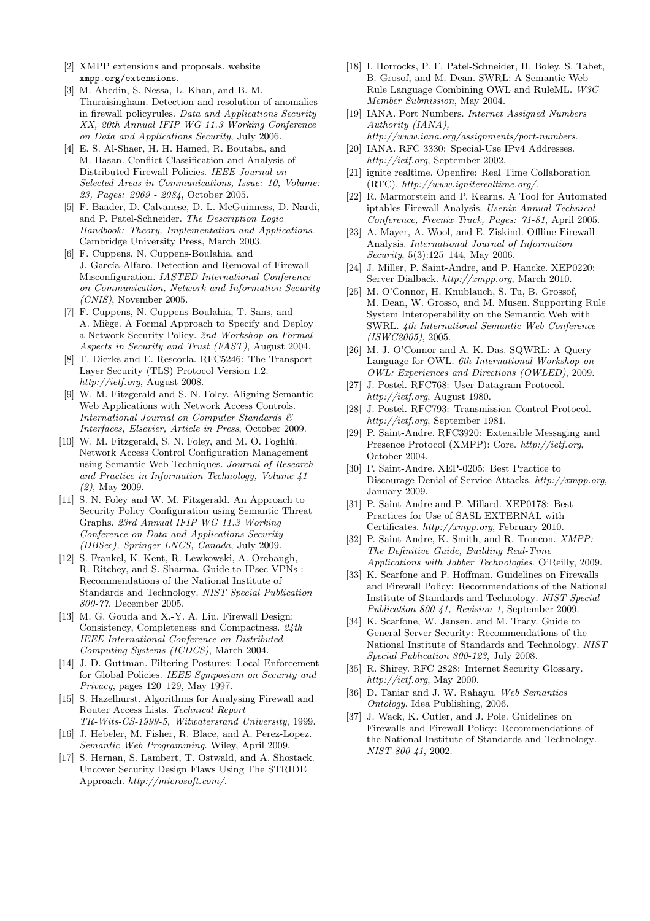[2] XMPP extensions and proposals. website `xmpp.org/extensions`.

[3] M. Abedin, S. Nessa, L. Khan, and B. M. Thuraisingham. Detection and resolution of anomalies in firewall policyrules. *Data and Applications Security XX, 20th Annual IFIP WG 11.3 Working Conference on Data and Applications Security*, July 2006.

[4] E. S. Al-Shaer, H. H. Hamed, R. Boutaba, and M. Hasan. Conflict Classification and Analysis of Distributed Firewall Policies. *IEEE Journal on Selected Areas in Communications, Issue: 10, Volume: 23, Pages: 2069 - 2084*, October 2005.

[5] F. Baader, D. Calvanese, D. L. McGuinness, D. Nardi, and P. Patel-Schneider. *The Description Logic Handbook: Theory, Implementation and Applications*. Cambridge University Press, March 2003.

[6] F. Cuppens, N. Cuppens-Boulahia, and J. García-Alfaro. Detection and Removal of Firewall Misconfiguration. *IASTED International Conference on Communication, Network and Information Security (CNIS)*, November 2005.

[7] F. Cuppens, N. Cuppens-Boulahia, T. Sans, and A. Miège. A Formal Approach to Specify and Deploy a Network Security Policy. *2nd Workshop on Formal Aspects in Security and Trust (FAST)*, August 2004.

[8] T. Dierks and E. Rescorla. RFC5246: The Transport Layer Security (TLS) Protocol Version 1.2. *http://ietf.org*, August 2008.

[9] W. M. Fitzgerald and S. N. Foley. Aligning Semantic Web Applications with Network Access Controls. *International Journal on Computer Standards & Interfaces, Elsevier, Article in Press*, October 2009.

[10] W. M. Fitzgerald, S. N. Foley, and M. O. Foghlú. Network Access Control Configuration Management using Semantic Web Techniques. *Journal of Research and Practice in Information Technology, Volume 41 (2)*, May 2009.

[11] S. N. Foley and W. M. Fitzgerald. An Approach to Security Policy Configuration using Semantic Threat Graphs. *23rd Annual IFIP WG 11.3 Working Conference on Data and Applications Security (DBSec), Springer LNCS, Canada*, July 2009.

[12] S. Frankel, K. Kent, R. Lewkowski, A. Orebaugh, R. Ritchey, and S. Sharma. Guide to IPsec VPNs : Recommendations of the National Institute of Standards and Technology. *NIST Special Publication 800-77*, December 2005.

[13] M. G. Gouda and X.-Y. A. Liu. Firewall Design: Consistency, Completeness and Compactness. *24th IEEE International Conference on Distributed Computing Systems (ICDCS)*, March 2004.

[14] J. D. Guttman. Filtering Postures: Local Enforcement for Global Policies. *IEEE Symposium on Security and Privacy*, pages 120–129, May 1997.

[15] S. Hazelhurst. Algorithms for Analysing Firewall and Router Access Lists. *Technical Report TR-Wits-CS-1999-5, Witwatersrand University*, 1999.

[16] J. Hebeler, M. Fisher, R. Blace, and A. Perez-Lopez. *Semantic Web Programming*. Wiley, April 2009.

[17] S. Hernan, S. Lambert, T. Ostwald, and A. Shostack. Uncover Security Design Flaws Using The STRIDE Approach. *http://microsoft.com/*.

[18] I. Horrocks, P. F. Patel-Schneider, H. Boley, S. Tabet, B. Grosof, and M. Dean. SWRL: A Semantic Web Rule Language Combining OWL and RuleML. *W3C Member Submission*, May 2004.

[19] IANA. Port Numbers. *Internet Assigned Numbers Authority (IANA), http://www.iana.org/assignments/port-numbers*.

[20] IANA. RFC 3330: Special-Use IPv4 Addresses. *http://ietf.org*, September 2002.

[21] ignite realtime. Openfire: Real Time Collaboration (RTC). *http://www.igniterealtime.org/*.

[22] R. Marmorstein and P. Kearns. A Tool for Automated iptables Firewall Analysis. *Usenix Annual Technical Conference, Freenix Track, Pages: 71-81*, April 2005.

[23] A. Mayer, A. Wool, and E. Ziskind. Offline Firewall Analysis. *International Journal of Information Security*, 5(3):125–144, May 2006.

[24] J. Miller, P. Saint-Andre, and P. Hancke. XEP0220: Server Dialback. *http://xmpp.org*, March 2010.

[25] M. O'Connor, H. Knublauch, S. Tu, B. Grossof, M. Dean, W. Grosso, and M. Musen. Supporting Rule System Interoperability on the Semantic Web with SWRL. *4th International Semantic Web Conference (ISWC2005)*, 2005.

[26] M. J. O'Connor and A. K. Das. SQWRL: A Query Language for OWL. *6th International Workshop on OWL: Experiences and Directions (OWLED)*, 2009.

[27] J. Postel. RFC768: User Datagram Protocol. *http://ietf.org*, August 1980.

[28] J. Postel. RFC793: Transmission Control Protocol. *http://ietf.org*, September 1981.

[29] P. Saint-Andre. RFC3920: Extensible Messaging and Presence Protocol (XMPP): Core. *http://ietf.org*, October 2004.

[30] P. Saint-Andre. XEP-0205: Best Practice to Discourage Denial of Service Attacks. *http://xmpp.org*, January 2009.

[31] P. Saint-Andre and P. Millard. XEP0178: Best Practices for Use of SASL EXTERNAL with Certificates. *http://xmpp.org*, February 2010.

[32] P. Saint-Andre, K. Smith, and R. Troncon. *XMPP: The Definitive Guide, Building Real-Time Applications with Jabber Technologies*. O'Reilly, 2009.

[33] K. Scarfone and P. Hoffman. Guidelines on Firewalls and Firewall Policy: Recommendations of the National Institute of Standards and Technology. *NIST Special Publication 800-41, Revision 1*, September 2009.

[34] K. Scarfone, W. Jansen, and M. Tracy. Guide to General Server Security: Recommendations of the National Institute of Standards and Technology. *NIST Special Publication 800-123*, July 2008.

[35] R. Shirey. RFC 2828: Internet Security Glossary. *http://ietf.org*, May 2000.

[36] D. Taniar and J. W. Rahayu. *Web Semantics Ontology*. Idea Publishing, 2006.

[37] J. Wack, K. Cutler, and J. Pole. Guidelines on Firewalls and Firewall Policy: Recommendations of the National Institute of Standards and Technology. *NIST-800-41*, 2002.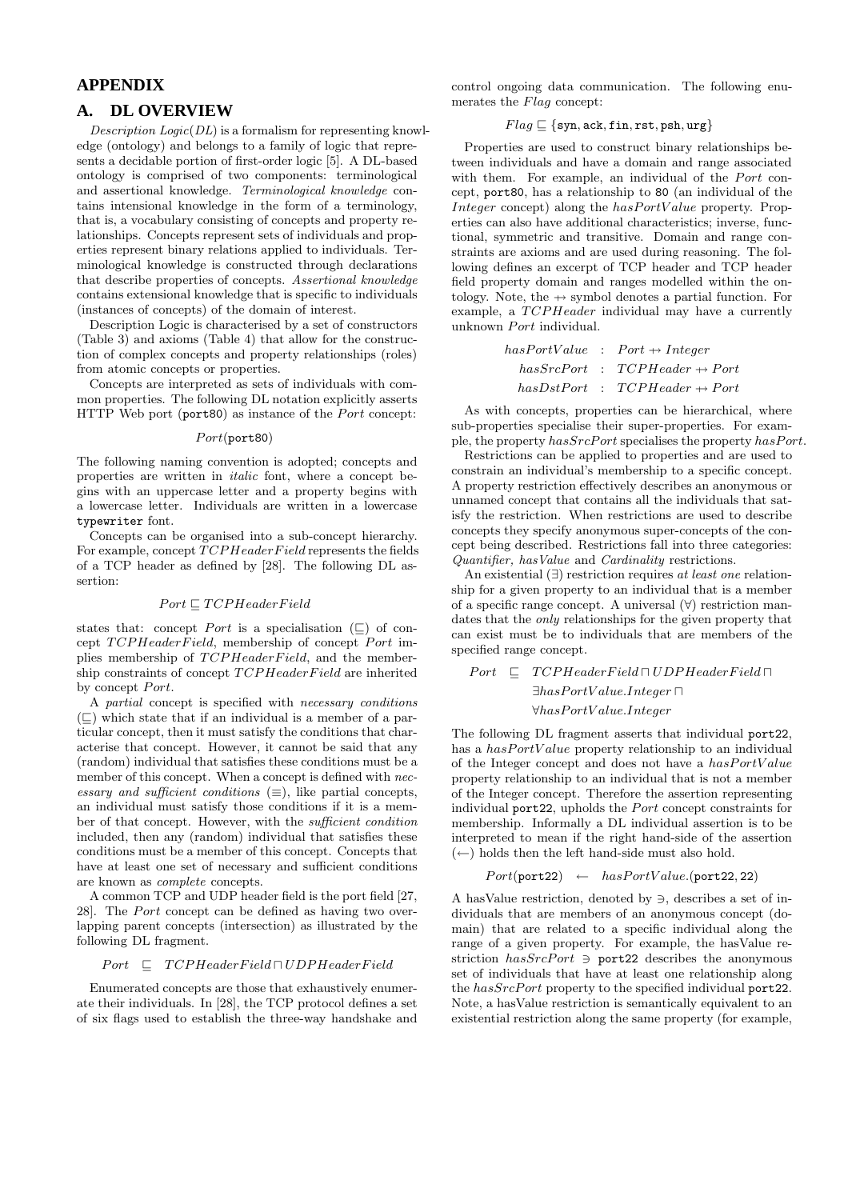# APPENDIX

## A. DL OVERVIEW

*Description Logic*(*DL*) is a formalism for representing knowledge (ontology) and belongs to a family of logic that represents a decidable portion of first-order logic [5]. A DL-based ontology is comprised of two components: terminological and assertional knowledge. *Terminological knowledge* contains intensional knowledge in the form of a terminology, that is, a vocabulary consisting of concepts and property relationships. Concepts represent sets of individuals and properties represent binary relations applied to individuals. Terminological knowledge is constructed through declarations that describe properties of concepts. *Assertional knowledge* contains extensional knowledge that is specific to individuals (instances of concepts) of the domain of interest.

Description Logic is characterised by a set of constructors (Table 3) and axioms (Table 4) that allow for the construction of complex concepts and property relationships (roles) from atomic concepts or properties.

Concepts are interpreted as sets of individuals with common properties. The following DL notation explicitly asserts HTTP Web port (`port80`) as instance of the *Port* concept:

$$Port(\texttt{port80})$$

The following naming convention is adopted; concepts and properties are written in *italic* font, where a concept begins with an uppercase letter and a property begins with a lowercase letter. Individuals are written in a lowercase `typewriter` font.

Concepts can be organised into a sub-concept hierarchy. For example, concept *TCPHeaderField* represents the fields of a TCP header as defined by [28]. The following DL assertion:

$$Port \sqsubseteq TCPHeaderField$$

states that: concept *Port* is a specialisation ($\sqsubseteq$) of concept *TCPHeaderField*, membership of concept *Port* implies membership of *TCPHeaderField*, and the membership constraints of concept *TCPHeaderField* are inherited by concept *Port*.

A *partial* concept is specified with *necessary conditions* ($\sqsubseteq$) which state that if an individual is a member of a particular concept, then it must satisfy the conditions that characterise that concept. However, it cannot be said that any (random) individual that satisfies these conditions must be a member of this concept. When a concept is defined with *necessary and sufficient conditions* ($\equiv$), like partial concepts, an individual must satisfy those conditions if it is a member of that concept. However, with the *sufficient condition* included, then any (random) individual that satisfies these conditions must be a member of this concept. Concepts that have at least one set of necessary and sufficient conditions are known as *complete* concepts.

A common TCP and UDP header field is the port field [27, 28]. The *Port* concept can be defined as having two overlapping parent concepts (intersection) as illustrated by the following DL fragment.

$$Port \quad \sqsubseteq \quad TCPHeaderField \sqcap UDPHeaderField$$

Enumerated concepts are those that exhaustively enumerate their individuals. In [28], the TCP protocol defines a set of six flags used to establish the three-way handshake and control ongoing data communication. The following enumerates the *Flag* concept:

$$Flag \sqsubseteq \{\texttt{syn}, \texttt{ack}, \texttt{fin}, \texttt{rst}, \texttt{psh}, \texttt{urg}\}$$

Properties are used to construct binary relationships between individuals and have a domain and range associated with them. For example, an individual of the *Port* concept, `port80`, has a relationship to `80` (an individual of the *Integer* concept) along the *hasPortValue* property. Properties can also have additional characteristics; inverse, functional, symmetric and transitive. Domain and range constraints are axioms and are used during reasoning. The following defines an excerpt of TCP header and TCP header field property domain and ranges modelled within the ontology. Note, the $\nrightarrow$ symbol denotes a partial function. For example, a *TCPHeader* individual may have a currently unknown *Port* individual.

$$\begin{aligned} hasPortValue &: Port \nrightarrow Integer \\ hasSrcPort &: TCPHeader \nrightarrow Port \\ hasDstPort &: TCPHeader \nrightarrow Port \end{aligned}$$

As with concepts, properties can be hierarchical, where sub-properties specialise their super-properties. For example, the property *hasSrcPort* specialises the property *hasPort*.

Restrictions can be applied to properties and are used to constrain an individual's membership to a specific concept. A property restriction effectively describes an anonymous or unnamed concept that contains all the individuals that satisfy the restriction. When restrictions are used to describe concepts they specify anonymous super-concepts of the concept being described. Restrictions fall into three categories: *Quantifier, hasValue* and *Cardinality* restrictions.

An existential ($\exists$) restriction requires *at least one* relationship for a given property to an individual that is a member of a specific range concept. A universal ($\forall$) restriction mandates that the *only* relationships for the given property that can exist must be to individuals that are members of the specified range concept.

$$\begin{aligned} Port \quad \sqsubseteq \quad & TCPHeaderField \sqcap UDPHeaderField \sqcap \\ & \exists hasPortValue.Integer \sqcap \\ & \forall hasPortValue.Integer \end{aligned}$$

The following DL fragment asserts that individual `port22`, has a *hasPortValue* property relationship to an individual of the Integer concept and does not have a *hasPortValue* property relationship to an individual that is not a member of the Integer concept. Therefore the assertion representing individual `port22`, upholds the *Port* concept constraints for membership. Informally a DL individual assertion is to be interpreted to mean if the right hand-side of the assertion ($\leftarrow$) holds then the left hand-side must also hold.

$$Port(\texttt{port22}) \quad \leftarrow \quad hasPortValue.(\texttt{port22}, 22)$$

A hasValue restriction, denoted by $\ni$, describes a set of individuals that are members of an anonymous concept (domain) that are related to a specific individual along the range of a given property. For example, the hasValue restriction $hasSrcPort \ni \texttt{port22}$ describes the anonymous set of individuals that have at least one relationship along the *hasSrcPort* property to the specified individual `port22`. Note, a hasValue restriction is semantically equivalent to an existential restriction along the same property (for example,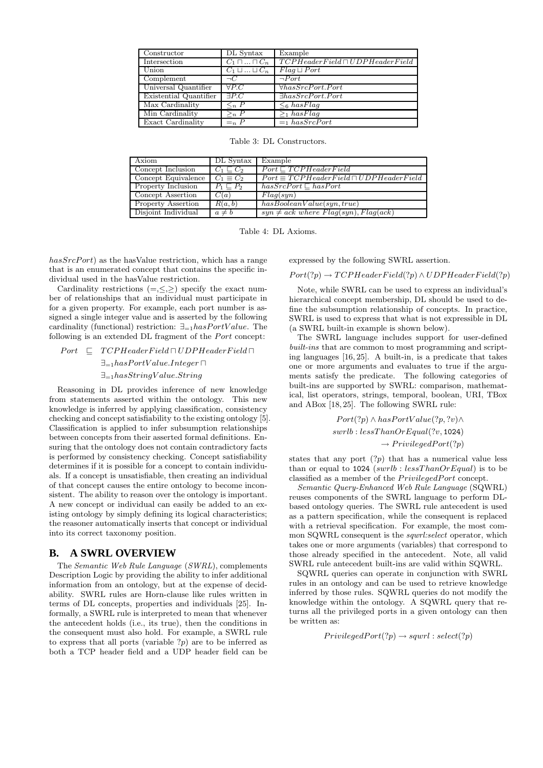| Constructor | DL Syntax | Example |
| --- | --- | --- |
| Intersection | $C_1 \sqcap ... \sqcap C_n$ | $TCPHeaderField \sqcap UDPHeaderField$ |
| Union | $C_1 \sqcup ... \sqcup C_n$ | $Flag \sqcup Port$ |
| Complement | $\neg C$ | $\neg Port$ |
| Universal Quantifier | $\forall P.C$ | $\forall hasSrcPort.Port$ |
| Existential Quantifier | $\exists P.C$ | $\exists hasSrcPort.Port$ |
| Max Cardinality | $\leq_n P$ | $\leq_6 hasFlag$ |
| Min Cardinality | $\geq_n P$ | $\geq_1 hasFlag$ |
| Exact Cardinality | $=_n P$ | $=_1 hasSrcPort$ |

Table 3: DL Constructors.

| Axiom | DL Syntax | Example |
| --- | --- | --- |
| Concept Inclusion | $C_1 \sqsubseteq C_2$ | $Port \sqsubseteq TCPHeaderField$ |
| Concept Equivalence | $C_1 \equiv C_2$ | $Port \equiv TCPHeaderField \sqcap UDPHeaderField$ |
| Property Inclusion | $P_1 \sqsubseteq P_2$ | $hasSrcPort \sqsubseteq hasPort$ |
| Concept Assertion | $C(a)$ | $Flag(syn)$ |
| Property Assertion | $R(a, b)$ | $hasBooleanValue(syn, true)$ |
| Disjoint Individual | $a \neq b$ | $syn \neq ack$ where $Flag(syn), Flag(ack)$ |

Table 4: DL Axioms.

$hasSrcPort$) as the hasValue restriction, which has a range that is an enumerated concept that contains the specific individual used in the hasValue restriction.

Cardinality restrictions ($=, \leq, \geq$) specify the exact number of relationships that an individual must participate in for a given property. For example, each port number is assigned a single integer value and is asserted by the following cardinality (functional) restriction: $\exists_{=1} hasPortValue$. The following is an extended DL fragment of the $Port$ concept:

$$\begin{aligned} Port \sqsubseteq \; & TCPHeaderField \sqcap UDPHeaderField \sqcap \\ & \exists_{=1} hasPortValue.Integer \sqcap \\ & \exists_{=1} hasStringValue.String \end{aligned}$$

Reasoning in DL provides inference of new knowledge from statements asserted within the ontology. This new knowledge is inferred by applying classification, consistency checking and concept satisfiability to the existing ontology [5]. Classification is applied to infer subsumption relationships between concepts from their asserted formal definitions. Ensuring that the ontology does not contain contradictory facts is performed by consistency checking. Concept satisfiability determines if it is possible for a concept to contain individuals. If a concept is unsatisfiable, then creating an individual of that concept causes the entire ontology to become inconsistent. The ability to reason over the ontology is important. A new concept or individual can easily be added to an existing ontology by simply defining its logical characteristics; the reasoner automatically inserts that concept or individual into its correct taxonomy position.

## B. A SWRL OVERVIEW

The *Semantic Web Rule Language* (*SWRL*), complements Description Logic by providing the ability to infer additional information from an ontology, but at the expense of decidability. SWRL rules are Horn-clause like rules written in terms of DL concepts, properties and individuals [25]. Informally, a SWRL rule is interpreted to mean that whenever the antecedent holds (i.e., its true), then the conditions in the consequent must also hold. For example, a SWRL rule to express that all ports (variable $?p$) are to be inferred as both a TCP header field and a UDP header field can be expressed by the following SWRL assertion.

$$Port(?p) \rightarrow TCPHeaderField(?p) \wedge UDPHeaderField(?p)$$

Note, while SWRL can be used to express an individual's hierarchical concept membership, DL should be used to define the subsumption relationship of concepts. In practice, SWRL is used to express that what is not expressible in DL (a SWRL built-in example is shown below).

The SWRL language includes support for user-defined *built-ins* that are common to most programming and scripting languages [16, 25]. A built-in, is a predicate that takes one or more arguments and evaluates to true if the arguments satisfy the predicate. The following categories of built-ins are supported by SWRL: comparison, mathematical, list operators, strings, temporal, boolean, URI, TBox and ABox [18, 25]. The following SWRL rule:

$$\begin{aligned} & Port(?p) \wedge hasPortValue(?p, ?v) \wedge \\ & swrlb : lessThanOrEqual(?v, \texttt{1024}) \\ & \rightarrow PrivilegedPort(?p) \end{aligned}$$

states that any port ($?p$) that has a numerical value less than or equal to `1024` ($swrlb : lessThanOrEqual$) is to be classified as a member of the $PrivilegedPort$ concept.

*Semantic Query-Enhanced Web Rule Language* (SQWRL) reuses components of the SWRL language to perform DL-based ontology queries. The SWRL rule antecedent is used as a pattern specification, while the consequent is replaced with a retrieval specification. For example, the most common SQWRL consequent is the *sqwrl:select* operator, which takes one or more arguments (variables) that correspond to those already specified in the antecedent. Note, all valid SWRL rule antecedent built-ins are valid within SQWRL.

SQWRL queries can operate in conjunction with SWRL rules in an ontology and can be used to retrieve knowledge inferred by those rules. SQWRL queries do not modify the knowledge within the ontology. A SQWRL query that returns all the privileged ports in a given ontology can then be written as:

$$PrivilegedPort(?p) \rightarrow sqwrl : select(?p)$$